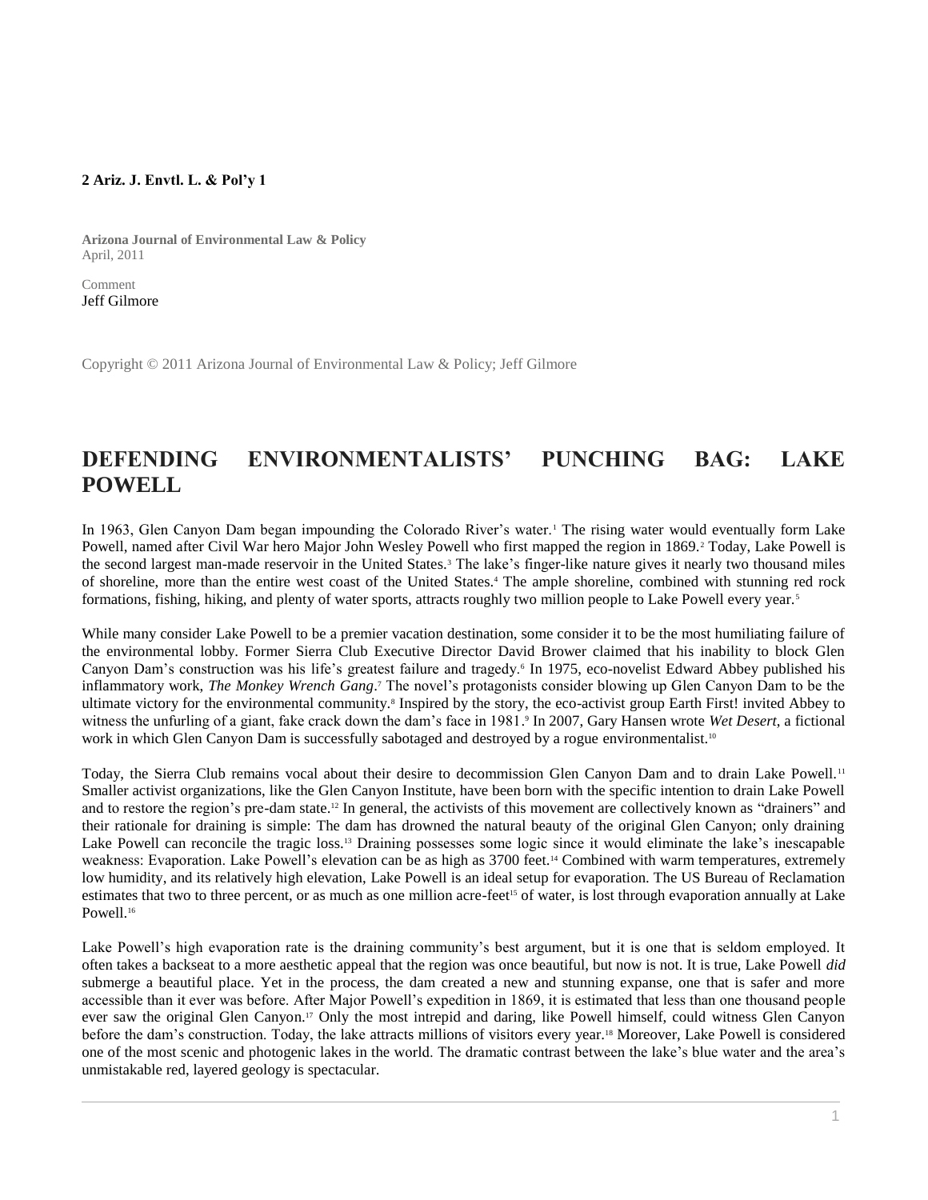**2 Ariz. J. Envtl. L. & Pol'y 1**

**Arizona Journal of Environmental Law & Policy**
April, 2011

Comment
Jeff Gilmore

Copyright © 2011 Arizona Journal of Environmental Law & Policy; Jeff Gilmore

# DEFENDING ENVIRONMENTALISTS' PUNCHING BAG: LAKE POWELL

In 1963, Glen Canyon Dam began impounding the Colorado River's water.[1] The rising water would eventually form Lake Powell, named after Civil War hero Major John Wesley Powell who first mapped the region in 1869.[2] Today, Lake Powell is the second largest man-made reservoir in the United States.[3] The lake's finger-like nature gives it nearly two thousand miles of shoreline, more than the entire west coast of the United States.[4] The ample shoreline, combined with stunning red rock formations, fishing, hiking, and plenty of water sports, attracts roughly two million people to Lake Powell every year.[5]

While many consider Lake Powell to be a premier vacation destination, some consider it to be the most humiliating failure of the environmental lobby. Former Sierra Club Executive Director David Brower claimed that his inability to block Glen Canyon Dam's construction was his life's greatest failure and tragedy.[6] In 1975, eco-novelist Edward Abbey published his inflammatory work, *The Monkey Wrench Gang*.[7] The novel's protagonists consider blowing up Glen Canyon Dam to be the ultimate victory for the environmental community.[8] Inspired by the story, the eco-activist group Earth First! invited Abbey to witness the unfurling of a giant, fake crack down the dam's face in 1981.[9] In 2007, Gary Hansen wrote *Wet Desert*, a fictional work in which Glen Canyon Dam is successfully sabotaged and destroyed by a rogue environmentalist.[10]

Today, the Sierra Club remains vocal about their desire to decommission Glen Canyon Dam and to drain Lake Powell.[11] Smaller activist organizations, like the Glen Canyon Institute, have been born with the specific intention to drain Lake Powell and to restore the region's pre-dam state.[12] In general, the activists of this movement are collectively known as "drainers" and their rationale for draining is simple: The dam has drowned the natural beauty of the original Glen Canyon; only draining Lake Powell can reconcile the tragic loss.[13] Draining possesses some logic since it would eliminate the lake's inescapable weakness: Evaporation. Lake Powell's elevation can be as high as 3700 feet.[14] Combined with warm temperatures, extremely low humidity, and its relatively high elevation, Lake Powell is an ideal setup for evaporation. The US Bureau of Reclamation estimates that two to three percent, or as much as one million acre-feet[15] of water, is lost through evaporation annually at Lake Powell.[16]

Lake Powell's high evaporation rate is the draining community's best argument, but it is one that is seldom employed. It often takes a backseat to a more aesthetic appeal that the region was once beautiful, but now is not. It is true, Lake Powell *did* submerge a beautiful place. Yet in the process, the dam created a new and stunning expanse, one that is safer and more accessible than it ever was before. After Major Powell's expedition in 1869, it is estimated that less than one thousand people ever saw the original Glen Canyon.[17] Only the most intrepid and daring, like Powell himself, could witness Glen Canyon before the dam's construction. Today, the lake attracts millions of visitors every year.[18] Moreover, Lake Powell is considered one of the most scenic and photogenic lakes in the world. The dramatic contrast between the lake's blue water and the area's unmistakable red, layered geology is spectacular.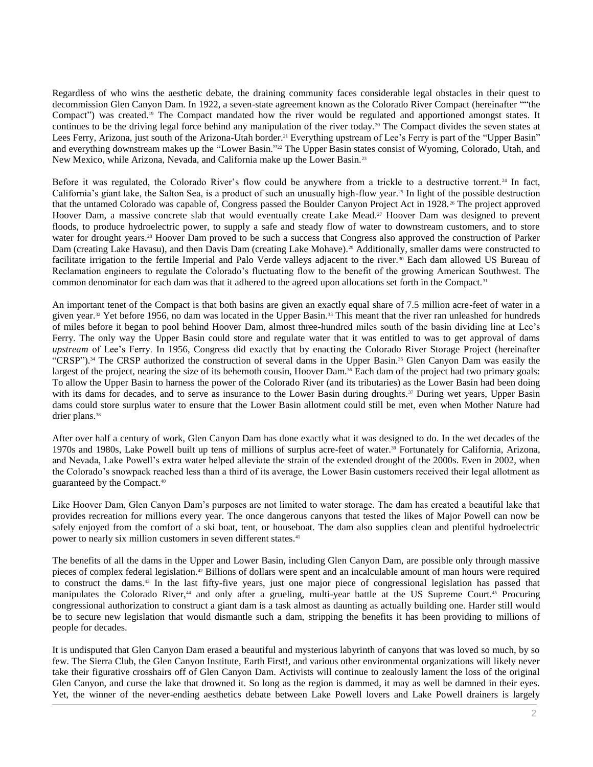Regardless of who wins the aesthetic debate, the draining community faces considerable legal obstacles in their quest to decommission Glen Canyon Dam. In 1922, a seven-state agreement known as the Colorado River Compact (hereinafter ""the Compact") was created.[19] The Compact mandated how the river would be regulated and apportioned amongst states. It continues to be the driving legal force behind any manipulation of the river today.[20] The Compact divides the seven states at Lees Ferry, Arizona, just south of the Arizona-Utah border.[21] Everything upstream of Lee's Ferry is part of the "Upper Basin" and everything downstream makes up the "Lower Basin."[22] The Upper Basin states consist of Wyoming, Colorado, Utah, and New Mexico, while Arizona, Nevada, and California make up the Lower Basin.[23]

Before it was regulated, the Colorado River's flow could be anywhere from a trickle to a destructive torrent.[24] In fact, California's giant lake, the Salton Sea, is a product of such an unusually high-flow year.[25] In light of the possible destruction that the untamed Colorado was capable of, Congress passed the Boulder Canyon Project Act in 1928.[26] The project approved Hoover Dam, a massive concrete slab that would eventually create Lake Mead.[27] Hoover Dam was designed to prevent floods, to produce hydroelectric power, to supply a safe and steady flow of water to downstream customers, and to store water for drought years.[28] Hoover Dam proved to be such a success that Congress also approved the construction of Parker Dam (creating Lake Havasu), and then Davis Dam (creating Lake Mohave).[29] Additionally, smaller dams were constructed to facilitate irrigation to the fertile Imperial and Palo Verde valleys adjacent to the river.[30] Each dam allowed US Bureau of Reclamation engineers to regulate the Colorado's fluctuating flow to the benefit of the growing American Southwest. The common denominator for each dam was that it adhered to the agreed upon allocations set forth in the Compact.[31]

An important tenet of the Compact is that both basins are given an exactly equal share of 7.5 million acre-feet of water in a given year.[32] Yet before 1956, no dam was located in the Upper Basin.[33] This meant that the river ran unleashed for hundreds of miles before it began to pool behind Hoover Dam, almost three-hundred miles south of the basin dividing line at Lee's Ferry. The only way the Upper Basin could store and regulate water that it was entitled to was to get approval of dams *upstream* of Lee's Ferry. In 1956, Congress did exactly that by enacting the Colorado River Storage Project (hereinafter "CRSP").[34] The CRSP authorized the construction of several dams in the Upper Basin.[35] Glen Canyon Dam was easily the largest of the project, nearing the size of its behemoth cousin, Hoover Dam.[36] Each dam of the project had two primary goals: To allow the Upper Basin to harness the power of the Colorado River (and its tributaries) as the Lower Basin had been doing with its dams for decades, and to serve as insurance to the Lower Basin during droughts.[37] During wet years, Upper Basin dams could store surplus water to ensure that the Lower Basin allotment could still be met, even when Mother Nature had drier plans.[38]

After over half a century of work, Glen Canyon Dam has done exactly what it was designed to do. In the wet decades of the 1970s and 1980s, Lake Powell built up tens of millions of surplus acre-feet of water.[39] Fortunately for California, Arizona, and Nevada, Lake Powell's extra water helped alleviate the strain of the extended drought of the 2000s. Even in 2002, when the Colorado's snowpack reached less than a third of its average, the Lower Basin customers received their legal allotment as guaranteed by the Compact.[40]

Like Hoover Dam, Glen Canyon Dam's purposes are not limited to water storage. The dam has created a beautiful lake that provides recreation for millions every year. The once dangerous canyons that tested the likes of Major Powell can now be safely enjoyed from the comfort of a ski boat, tent, or houseboat. The dam also supplies clean and plentiful hydroelectric power to nearly six million customers in seven different states.[41]

The benefits of all the dams in the Upper and Lower Basin, including Glen Canyon Dam, are possible only through massive pieces of complex federal legislation.[42] Billions of dollars were spent and an incalculable amount of man hours were required to construct the dams.[43] In the last fifty-five years, just one major piece of congressional legislation has passed that manipulates the Colorado River,[44] and only after a grueling, multi-year battle at the US Supreme Court.[45] Procuring congressional authorization to construct a giant dam is a task almost as daunting as actually building one. Harder still would be to secure new legislation that would dismantle such a dam, stripping the benefits it has been providing to millions of people for decades.

It is undisputed that Glen Canyon Dam erased a beautiful and mysterious labyrinth of canyons that was loved so much, by so few. The Sierra Club, the Glen Canyon Institute, Earth First!, and various other environmental organizations will likely never take their figurative crosshairs off of Glen Canyon Dam. Activists will continue to zealously lament the loss of the original Glen Canyon, and curse the lake that drowned it. So long as the region is dammed, it may as well be damned in their eyes. Yet, the winner of the never-ending aesthetics debate between Lake Powell lovers and Lake Powell drainers is largely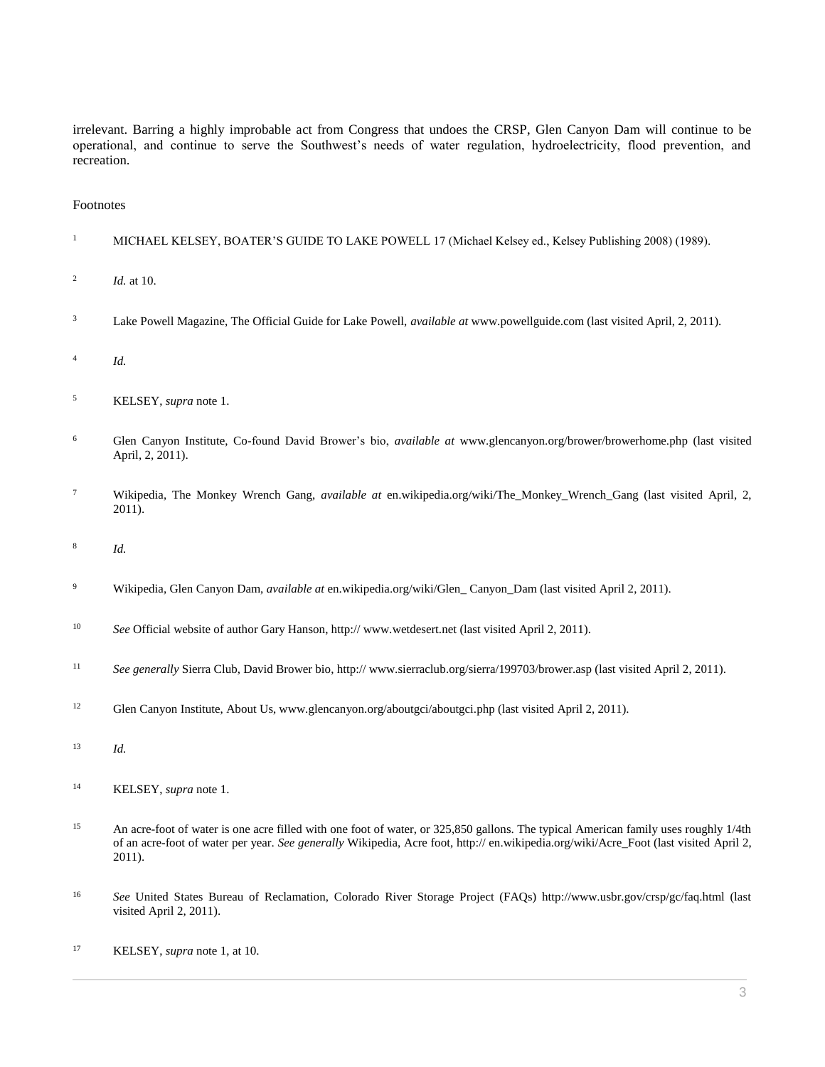irrelevant. Barring a highly improbable act from Congress that undoes the CRSP, Glen Canyon Dam will continue to be operational, and continue to serve the Southwest's needs of water regulation, hydroelectricity, flood prevention, and recreation.

Footnotes

1. MICHAEL KELSEY, BOATER'S GUIDE TO LAKE POWELL 17 (Michael Kelsey ed., Kelsey Publishing 2008) (1989).

2. *Id.* at 10.

3. Lake Powell Magazine, The Official Guide for Lake Powell, *available at* www.powellguide.com (last visited April, 2, 2011).

4. *Id.*

5. KELSEY, *supra* note 1.

6. Glen Canyon Institute, Co-found David Brower's bio, *available at* www.glencanyon.org/brower/browerhome.php (last visited April, 2, 2011).

7. Wikipedia, The Monkey Wrench Gang, *available at* en.wikipedia.org/wiki/The_Monkey_Wrench_Gang (last visited April, 2, 2011).

8. *Id.*

9. Wikipedia, Glen Canyon Dam, *available at* en.wikipedia.org/wiki/Glen_ Canyon_Dam (last visited April 2, 2011).

10. *See* Official website of author Gary Hanson, http:// www.wetdesert.net (last visited April 2, 2011).

11. *See generally* Sierra Club, David Brower bio, http:// www.sierraclub.org/sierra/199703/brower.asp (last visited April 2, 2011).

12. Glen Canyon Institute, About Us, www.glencanyon.org/aboutgci/aboutgci.php (last visited April 2, 2011).

13. *Id.*

14. KELSEY, *supra* note 1.

15. An acre-foot of water is one acre filled with one foot of water, or 325,850 gallons. The typical American family uses roughly 1/4th of an acre-foot of water per year. *See generally* Wikipedia, Acre foot, http:// en.wikipedia.org/wiki/Acre_Foot (last visited April 2, 2011).

16. *See* United States Bureau of Reclamation, Colorado River Storage Project (FAQs) http://www.usbr.gov/crsp/gc/faq.html (last visited April 2, 2011).

17. KELSEY, *supra* note 1, at 10.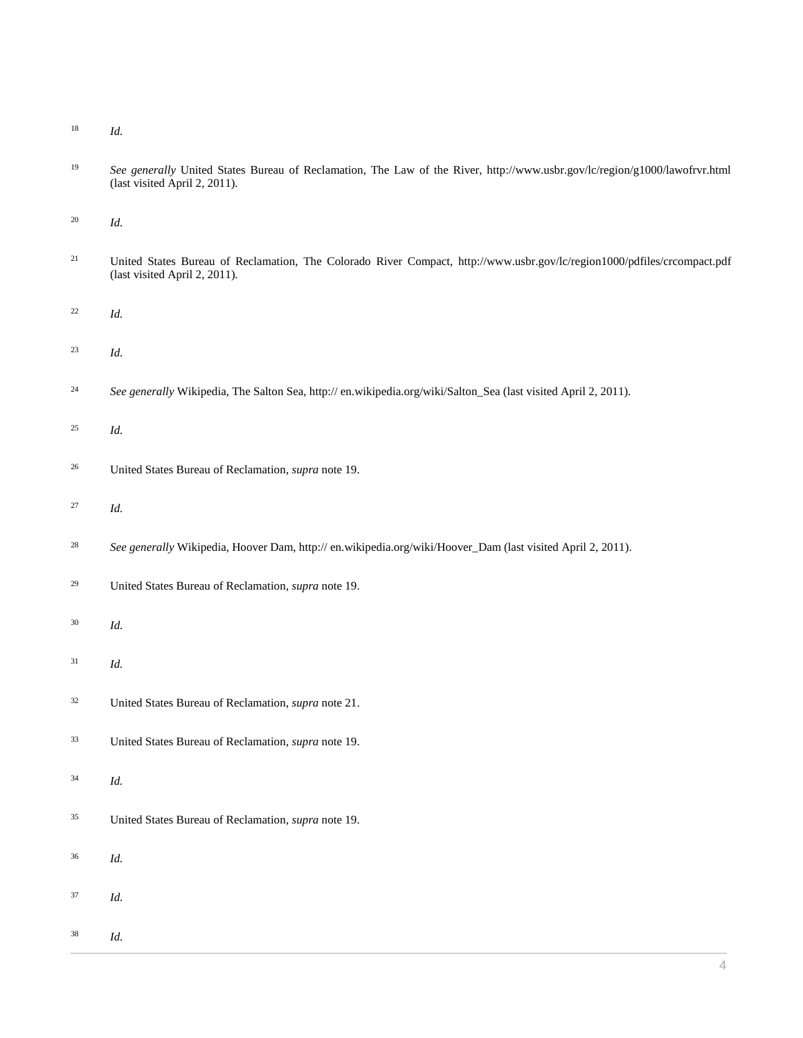[18] *Id.*

[19] *See generally* United States Bureau of Reclamation, The Law of the River, http://www.usbr.gov/lc/region/g1000/lawofrvr.html (last visited April 2, 2011).

[20] *Id.*

[21] United States Bureau of Reclamation, The Colorado River Compact, http://www.usbr.gov/lc/region1000/pdfiles/crcompact.pdf (last visited April 2, 2011).

[22] *Id.*

[23] *Id.*

[24] *See generally* Wikipedia, The Salton Sea, http:// en.wikipedia.org/wiki/Salton_Sea (last visited April 2, 2011).

[25] *Id.*

[26] United States Bureau of Reclamation, *supra* note 19.

[27] *Id.*

[28] *See generally* Wikipedia, Hoover Dam, http:// en.wikipedia.org/wiki/Hoover_Dam (last visited April 2, 2011).

[29] United States Bureau of Reclamation, *supra* note 19.

[30] *Id.*

[31] *Id.*

[32] United States Bureau of Reclamation, *supra* note 21.

[33] United States Bureau of Reclamation, *supra* note 19.

[34] *Id.*

[35] United States Bureau of Reclamation, *supra* note 19.

[36] *Id.*

[37] *Id.*

[38] *Id.*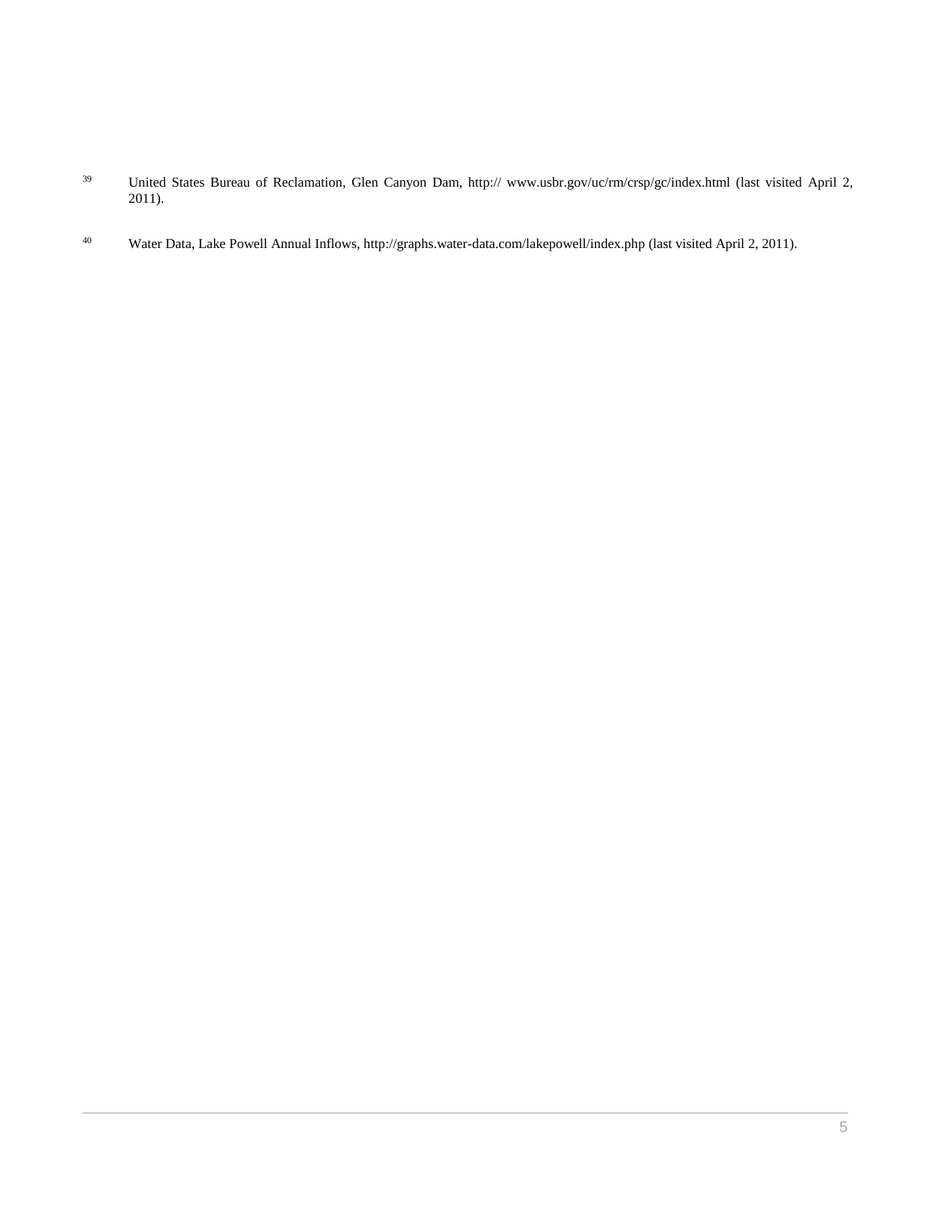[39] United States Bureau of Reclamation, Glen Canyon Dam, http:// www.usbr.gov/uc/rm/crsp/gc/index.html (last visited April 2, 2011).

[40] Water Data, Lake Powell Annual Inflows, http://graphs.water-data.com/lakepowell/index.php (last visited April 2, 2011).